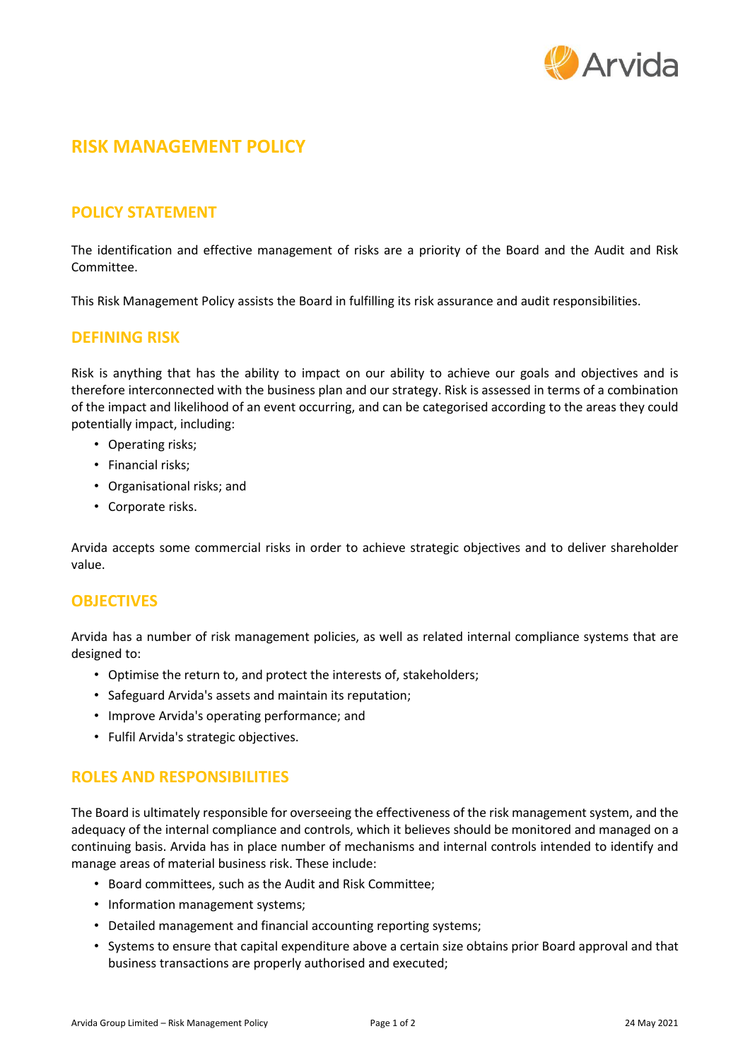# RISK MANAGEMENT POLICY

## POLICY STATEMENT

The identification and effective management of risks are a priority of the Board and the Audit and Risk Committee.

This Risk Management Policy assists the Board in fulfilling its risk assurance and audit responsibilities.

## DEFINING RISK

Risk is anything that has the ability to impact on our ability to achieve our goals and objectives and is therefore interconnected with the business plan and our strategy. Risk is assessed in terms of a combination of the impact and likelihood of an event occurring, and can be categorised according to the areas they could potentially impact, including:

- Operating risks;
- Financial risks;
- Organisational risks; and
- Corporate risks.

Arvida accepts some commercial risks in order to achieve strategic objectives and to deliver shareholder value.

## OBJECTIVES

Arvida has a number of risk management policies, as well as related internal compliance systems that are designed to:

- Optimise the return to, and protect the interests of, stakeholders;
- Safeguard Arvida's assets and maintain its reputation;
- Improve Arvida's operating performance; and
- Fulfil Arvida's strategic objectives.

## ROLES AND RESPONSIBILITIES

The Board is ultimately responsible for overseeing the effectiveness of the risk management system, and the adequacy of the internal compliance and controls, which it believes should be monitored and managed on a continuing basis. Arvida has in place number of mechanisms and internal controls intended to identify and manage areas of material business risk. These include:

- Board committees, such as the Audit and Risk Committee;
- Information management systems;
- Detailed management and financial accounting reporting systems;
- Systems to ensure that capital expenditure above a certain size obtains prior Board approval and that business transactions are properly authorised and executed;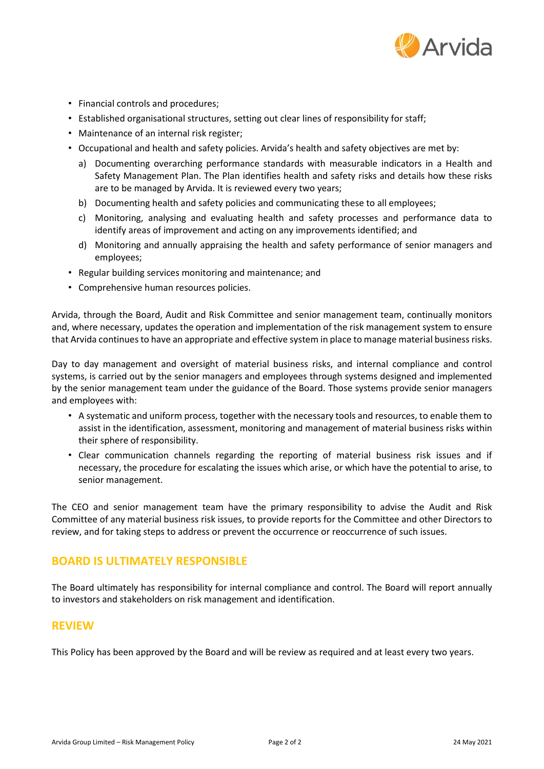- Financial controls and procedures;
- Established organisational structures, setting out clear lines of responsibility for staff;
- Maintenance of an internal risk register;
- Occupational and health and safety policies. Arvida's health and safety objectives are met by:
  a) Documenting overarching performance standards with measurable indicators in a Health and Safety Management Plan. The Plan identifies health and safety risks and details how these risks are to be managed by Arvida. It is reviewed every two years;
  b) Documenting health and safety policies and communicating these to all employees;
  c) Monitoring, analysing and evaluating health and safety processes and performance data to identify areas of improvement and acting on any improvements identified; and
  d) Monitoring and annually appraising the health and safety performance of senior managers and employees;
- Regular building services monitoring and maintenance; and
- Comprehensive human resources policies.

Arvida, through the Board, Audit and Risk Committee and senior management team, continually monitors and, where necessary, updates the operation and implementation of the risk management system to ensure that Arvida continues to have an appropriate and effective system in place to manage material business risks.

Day to day management and oversight of material business risks, and internal compliance and control systems, is carried out by the senior managers and employees through systems designed and implemented by the senior management team under the guidance of the Board. Those systems provide senior managers and employees with:

- A systematic and uniform process, together with the necessary tools and resources, to enable them to assist in the identification, assessment, monitoring and management of material business risks within their sphere of responsibility.
- Clear communication channels regarding the reporting of material business risk issues and if necessary, the procedure for escalating the issues which arise, or which have the potential to arise, to senior management.

The CEO and senior management team have the primary responsibility to advise the Audit and Risk Committee of any material business risk issues, to provide reports for the Committee and other Directors to review, and for taking steps to address or prevent the occurrence or reoccurrence of such issues.

## BOARD IS ULTIMATELY RESPONSIBLE

The Board ultimately has responsibility for internal compliance and control. The Board will report annually to investors and stakeholders on risk management and identification.

## REVIEW

This Policy has been approved by the Board and will be review as required and at least every two years.